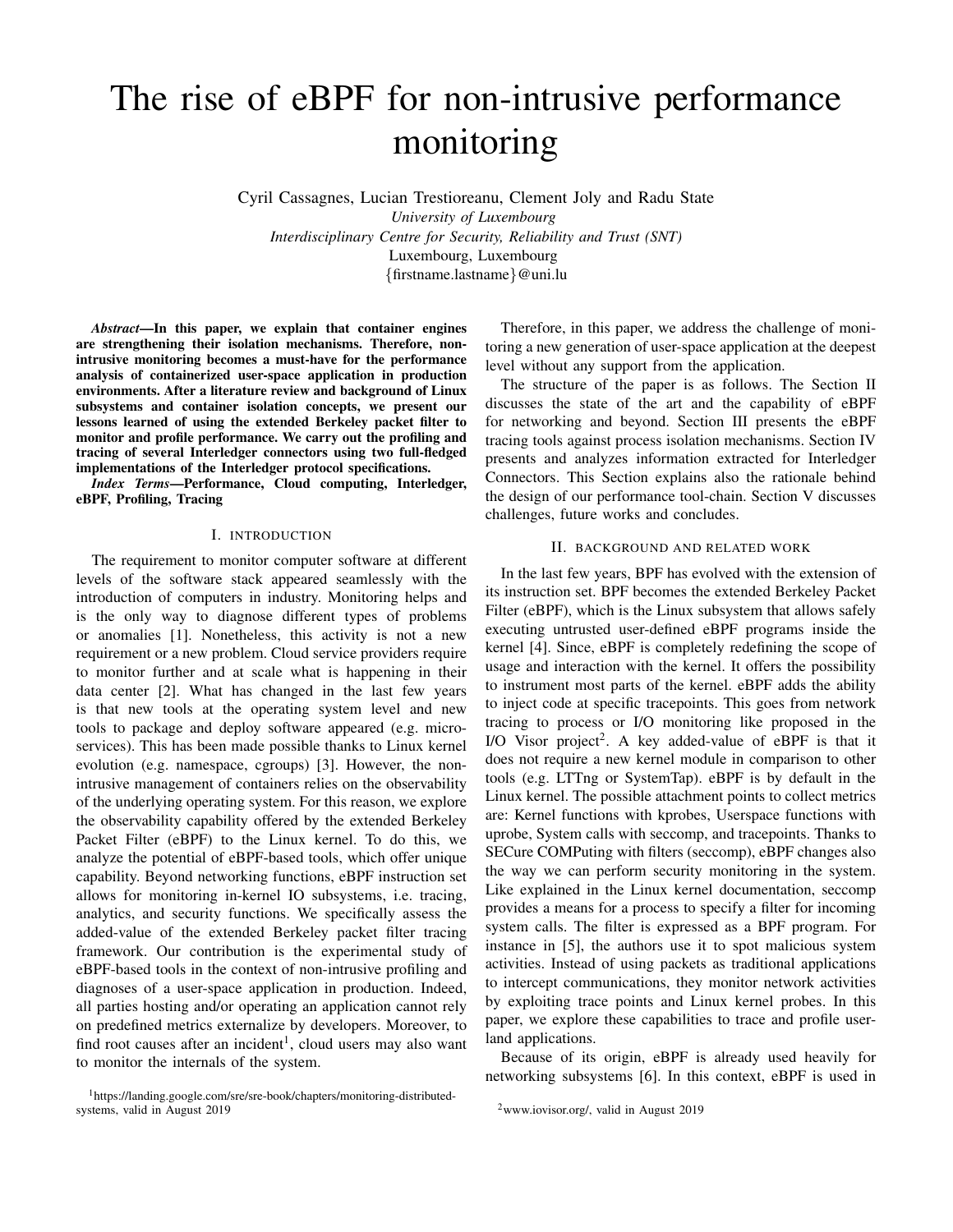# The rise of eBPF for non-intrusive performance monitoring

Cyril Cassagnes, Lucian Trestioreanu, Clement Joly and Radu State
*University of Luxembourg*
*Interdisciplinary Centre for Security, Reliability and Trust (SNT)*
Luxembourg, Luxembourg
{firstname.lastname}@uni.lu

***Abstract*—In this paper, we explain that container engines are strengthening their isolation mechanisms. Therefore, non-intrusive monitoring becomes a must-have for the performance analysis of containerized user-space application in production environments. After a literature review and background of Linux subsystems and container isolation concepts, we present our lessons learned of using the extended Berkeley packet filter to monitor and profile performance. We carry out the profiling and tracing of several Interledger connectors using two full-fledged implementations of the Interledger protocol specifications.**

***Index Terms*—Performance, Cloud computing, Interledger, eBPF, Profiling, Tracing**

## I. Introduction

The requirement to monitor computer software at different levels of the software stack appeared seamlessly with the introduction of computers in industry. Monitoring helps and is the only way to diagnose different types of problems or anomalies [1]. Nonetheless, this activity is not a new requirement or a new problem. Cloud service providers require to monitor further and at scale what is happening in their data center [2]. What has changed in the last few years is that new tools at the operating system level and new tools to package and deploy software appeared (e.g. micro-services). This has been made possible thanks to Linux kernel evolution (e.g. namespace, cgroups) [3]. However, the non-intrusive management of containers relies on the observability of the underlying operating system. For this reason, we explore the observability capability offered by the extended Berkeley Packet Filter (eBPF) to the Linux kernel. To do this, we analyze the potential of eBPF-based tools, which offer unique capability. Beyond networking functions, eBPF instruction set allows for monitoring in-kernel IO subsystems, i.e. tracing, analytics, and security functions. We specifically assess the added-value of the extended Berkeley packet filter tracing framework. Our contribution is the experimental study of eBPF-based tools in the context of non-intrusive profiling and diagnoses of a user-space application in production. Indeed, all parties hosting and/or operating an application cannot rely on predefined metrics externalize by developers. Moreover, to find root causes after an incident[1], cloud users may also want to monitor the internals of the system.

Therefore, in this paper, we address the challenge of monitoring a new generation of user-space application at the deepest level without any support from the application.

The structure of the paper is as follows. The Section II discusses the state of the art and the capability of eBPF for networking and beyond. Section III presents the eBPF tracing tools against process isolation mechanisms. Section IV presents and analyzes information extracted for Interledger Connectors. This Section explains also the rationale behind the design of our performance tool-chain. Section V discusses challenges, future works and concludes.

## II. Background and Related Work

In the last few years, BPF has evolved with the extension of its instruction set. BPF becomes the extended Berkeley Packet Filter (eBPF), which is the Linux subsystem that allows safely executing untrusted user-defined eBPF programs inside the kernel [4]. Since, eBPF is completely redefining the scope of usage and interaction with the kernel. It offers the possibility to instrument most parts of the kernel. eBPF adds the ability to inject code at specific tracepoints. This goes from network tracing to process or I/O monitoring like proposed in the I/O Visor project[2]. A key added-value of eBPF is that it does not require a new kernel module in comparison to other tools (e.g. LTTng or SystemTap). eBPF is by default in the Linux kernel. The possible attachment points to collect metrics are: Kernel functions with kprobes, Userspace functions with uprobe, System calls with seccomp, and tracepoints. Thanks to SECure COMPuting with filters (seccomp), eBPF changes also the way we can perform security monitoring in the system. Like explained in the Linux kernel documentation, seccomp provides a means for a process to specify a filter for incoming system calls. The filter is expressed as a BPF program. For instance in [5], the authors use it to spot malicious system activities. Instead of using packets as traditional applications to intercept communications, they monitor network activities by exploiting trace points and Linux kernel probes. In this paper, we explore these capabilities to trace and profile user-land applications.

Because of its origin, eBPF is already used heavily for networking subsystems [6]. In this context, eBPF is used in

[1]https://landing.google.com/sre/sre-book/chapters/monitoring-distributed-systems, valid in August 2019

[2]www.iovisor.org/, valid in August 2019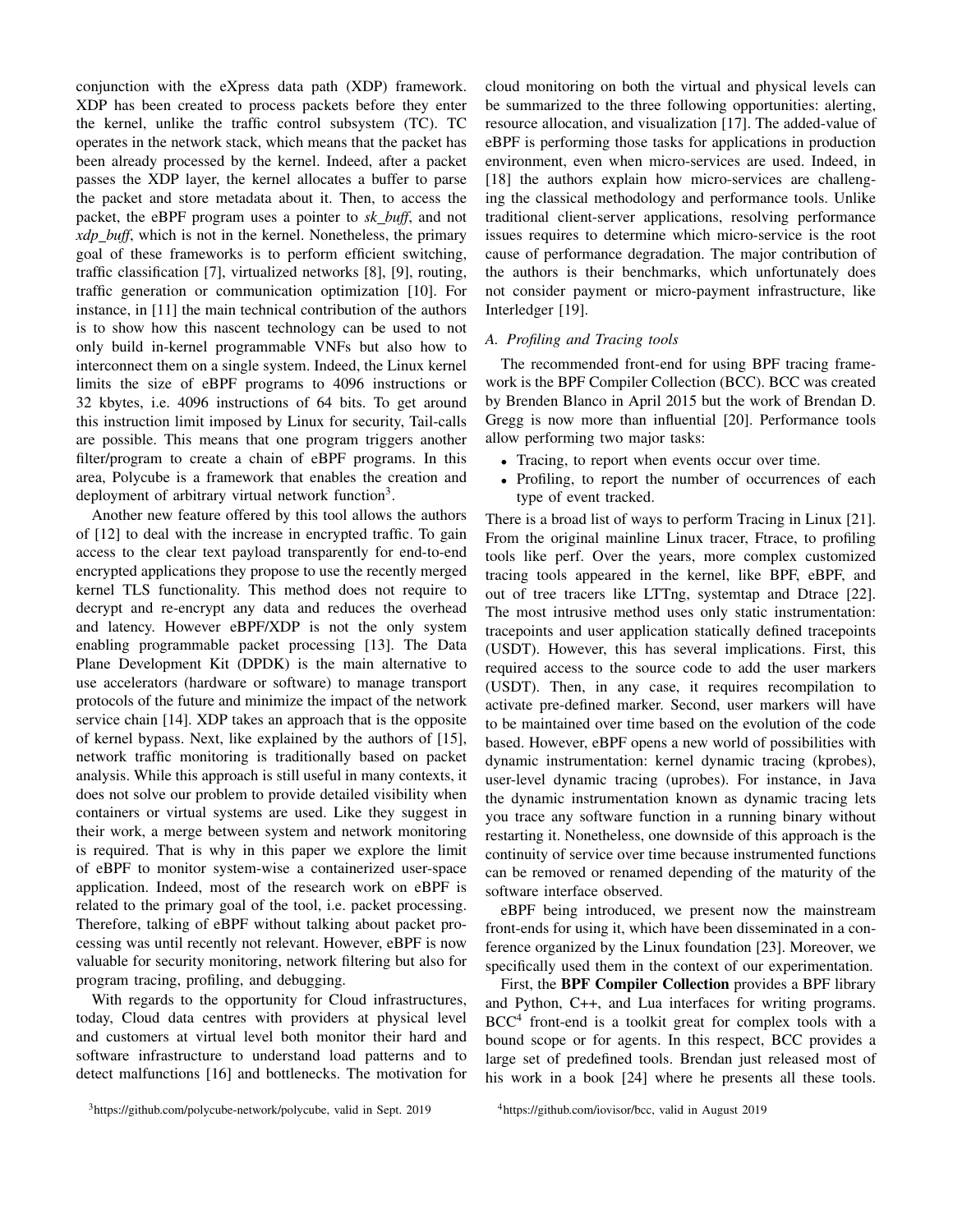conjunction with the eXpress data path (XDP) framework. XDP has been created to process packets before they enter the kernel, unlike the traffic control subsystem (TC). TC operates in the network stack, which means that the packet has been already processed by the kernel. Indeed, after a packet passes the XDP layer, the kernel allocates a buffer to parse the packet and store metadata about it. Then, to access the packet, the eBPF program uses a pointer to *sk_buff*, and not *xdp_buff*, which is not in the kernel. Nonetheless, the primary goal of these frameworks is to perform efficient switching, traffic classification [7], virtualized networks [8], [9], routing, traffic generation or communication optimization [10]. For instance, in [11] the main technical contribution of the authors is to show how this nascent technology can be used to not only build in-kernel programmable VNFs but also how to interconnect them on a single system. Indeed, the Linux kernel limits the size of eBPF programs to 4096 instructions or 32 kbytes, i.e. 4096 instructions of 64 bits. To get around this instruction limit imposed by Linux for security, Tail-calls are possible. This means that one program triggers another filter/program to create a chain of eBPF programs. In this area, Polycube is a framework that enables the creation and deployment of arbitrary virtual network function[3].

Another new feature offered by this tool allows the authors of [12] to deal with the increase in encrypted traffic. To gain access to the clear text payload transparently for end-to-end encrypted applications they propose to use the recently merged kernel TLS functionality. This method does not require to decrypt and re-encrypt any data and reduces the overhead and latency. However eBPF/XDP is not the only system enabling programmable packet processing [13]. The Data Plane Development Kit (DPDK) is the main alternative to use accelerators (hardware or software) to manage transport protocols of the future and minimize the impact of the network service chain [14]. XDP takes an approach that is the opposite of kernel bypass. Next, like explained by the authors of [15], network traffic monitoring is traditionally based on packet analysis. While this approach is still useful in many contexts, it does not solve our problem to provide detailed visibility when containers or virtual systems are used. Like they suggest in their work, a merge between system and network monitoring is required. That is why in this paper we explore the limit of eBPF to monitor system-wise a containerized user-space application. Indeed, most of the research work on eBPF is related to the primary goal of the tool, i.e. packet processing. Therefore, talking of eBPF without talking about packet processing was until recently not relevant. However, eBPF is now valuable for security monitoring, network filtering but also for program tracing, profiling, and debugging.

With regards to the opportunity for Cloud infrastructures, today, Cloud data centres with providers at physical level and customers at virtual level both monitor their hard and software infrastructure to understand load patterns and to detect malfunctions [16] and bottlenecks. The motivation for cloud monitoring on both the virtual and physical levels can be summarized to the three following opportunities: alerting, resource allocation, and visualization [17]. The added-value of eBPF is performing those tasks for applications in production environment, even when micro-services are used. Indeed, in [18] the authors explain how micro-services are challenging the classical methodology and performance tools. Unlike traditional client-server applications, resolving performance issues requires to determine which micro-service is the root cause of performance degradation. The major contribution of the authors is their benchmarks, which unfortunately does not consider payment or micro-payment infrastructure, like Interledger [19].

### A. Profiling and Tracing tools

The recommended front-end for using BPF tracing framework is the BPF Compiler Collection (BCC). BCC was created by Brenden Blanco in April 2015 but the work of Brendan D. Gregg is now more than influential [20]. Performance tools allow performing two major tasks:

- Tracing, to report when events occur over time.
- Profiling, to report the number of occurrences of each type of event tracked.

There is a broad list of ways to perform Tracing in Linux [21]. From the original mainline Linux tracer, Ftrace, to profiling tools like perf. Over the years, more complex customized tracing tools appeared in the kernel, like BPF, eBPF, and out of tree tracers like LTTng, systemtap and Dtrace [22]. The most intrusive method uses only static instrumentation: tracepoints and user application statically defined tracepoints (USDT). However, this has several implications. First, this required access to the source code to add the user markers (USDT). Then, in any case, it requires recompilation to activate pre-defined marker. Second, user markers will have to be maintained over time based on the evolution of the code based. However, eBPF opens a new world of possibilities with dynamic instrumentation: kernel dynamic tracing (kprobes), user-level dynamic tracing (uprobes). For instance, in Java the dynamic instrumentation known as dynamic tracing lets you trace any software function in a running binary without restarting it. Nonetheless, one downside of this approach is the continuity of service over time because instrumented functions can be removed or renamed depending of the maturity of the software interface observed.

eBPF being introduced, we present now the mainstream front-ends for using it, which have been disseminated in a conference organized by the Linux foundation [23]. Moreover, we specifically used them in the context of our experimentation.

First, the **BPF Compiler Collection** provides a BPF library and Python, C++, and Lua interfaces for writing programs. BCC[4] front-end is a toolkit great for complex tools with a bound scope or for agents. In this respect, BCC provides a large set of predefined tools. Brendan just released most of his work in a book [24] where he presents all these tools.

[3] https://github.com/polycube-network/polycube, valid in Sept. 2019

[4] https://github.com/iovisor/bcc, valid in August 2019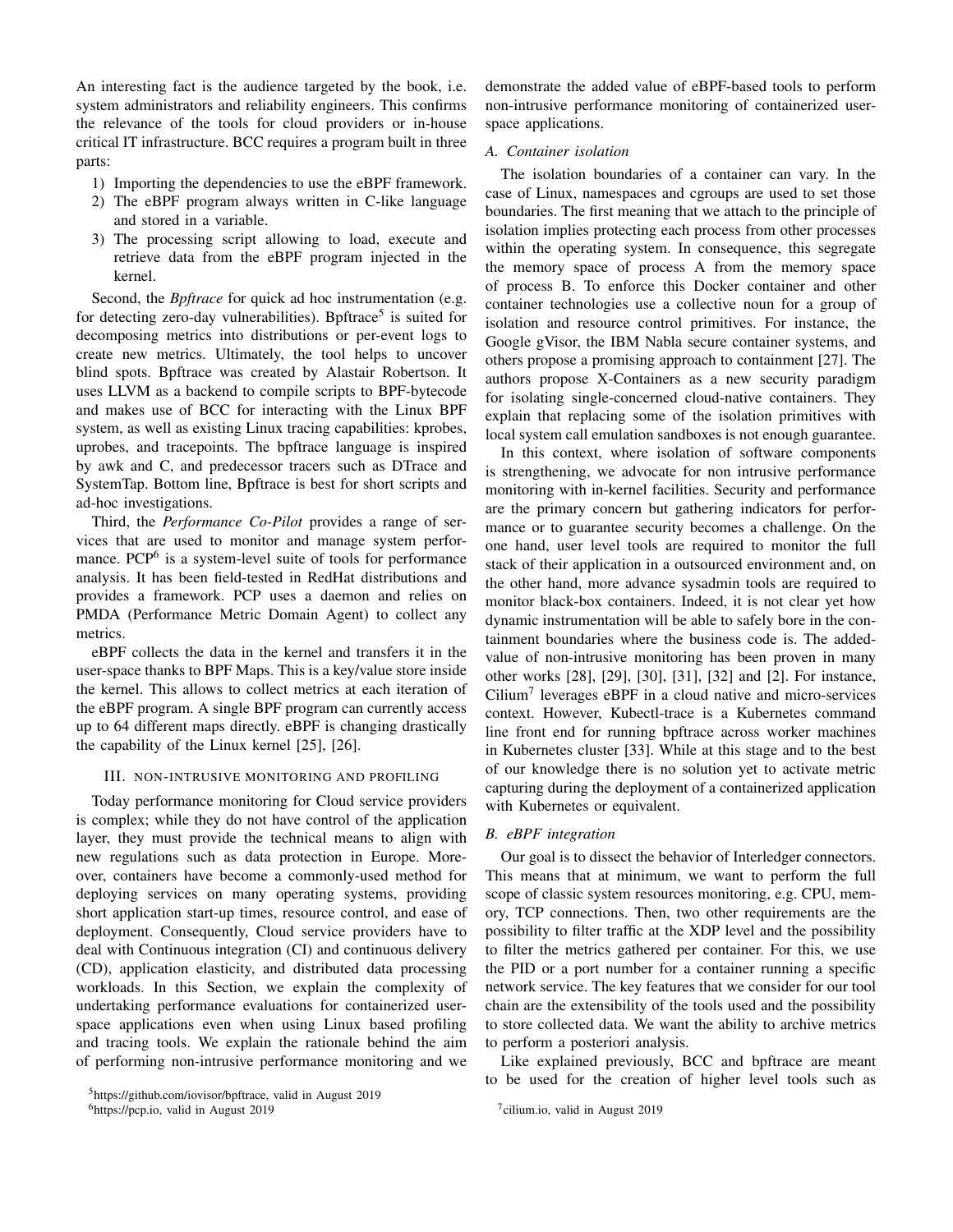An interesting fact is the audience targeted by the book, i.e. system administrators and reliability engineers. This confirms the relevance of the tools for cloud providers or in-house critical IT infrastructure. BCC requires a program built in three parts:

1) Importing the dependencies to use the eBPF framework.
2) The eBPF program always written in C-like language and stored in a variable.
3) The processing script allowing to load, execute and retrieve data from the eBPF program injected in the kernel.

Second, the *Bpftrace* for quick ad hoc instrumentation (e.g. for detecting zero-day vulnerabilities). Bpftrace[5] is suited for decomposing metrics into distributions or per-event logs to create new metrics. Ultimately, the tool helps to uncover blind spots. Bpftrace was created by Alastair Robertson. It uses LLVM as a backend to compile scripts to BPF-bytecode and makes use of BCC for interacting with the Linux BPF system, as well as existing Linux tracing capabilities: kprobes, uprobes, and tracepoints. The bpftrace language is inspired by awk and C, and predecessor tracers such as DTrace and SystemTap. Bottom line, Bpftrace is best for short scripts and ad-hoc investigations.

Third, the *Performance Co-Pilot* provides a range of services that are used to monitor and manage system performance. PCP[6] is a system-level suite of tools for performance analysis. It has been field-tested in RedHat distributions and provides a framework. PCP uses a daemon and relies on PMDA (Performance Metric Domain Agent) to collect any metrics.

eBPF collects the data in the kernel and transfers it in the user-space thanks to BPF Maps. This is a key/value store inside the kernel. This allows to collect metrics at each iteration of the eBPF program. A single BPF program can currently access up to 64 different maps directly. eBPF is changing drastically the capability of the Linux kernel [25], [26].

## III. Non-intrusive monitoring and profiling

Today performance monitoring for Cloud service providers is complex; while they do not have control of the application layer, they must provide the technical means to align with new regulations such as data protection in Europe. Moreover, containers have become a commonly-used method for deploying services on many operating systems, providing short application start-up times, resource control, and ease of deployment. Consequently, Cloud service providers have to deal with Continuous integration (CI) and continuous delivery (CD), application elasticity, and distributed data processing workloads. In this Section, we explain the complexity of undertaking performance evaluations for containerized user-space applications even when using Linux based profiling and tracing tools. We explain the rationale behind the aim of performing non-intrusive performance monitoring and we demonstrate the added value of eBPF-based tools to perform non-intrusive performance monitoring of containerized user-space applications.

### A. Container isolation

The isolation boundaries of a container can vary. In the case of Linux, namespaces and cgroups are used to set those boundaries. The first meaning that we attach to the principle of isolation implies protecting each process from other processes within the operating system. In consequence, this segregate the memory space of process A from the memory space of process B. To enforce this Docker container and other container technologies use a collective noun for a group of isolation and resource control primitives. For instance, the Google gVisor, the IBM Nabla secure container systems, and others propose a promising approach to containment [27]. The authors propose X-Containers as a new security paradigm for isolating single-concerned cloud-native containers. They explain that replacing some of the isolation primitives with local system call emulation sandboxes is not enough guarantee.

In this context, where isolation of software components is strengthening, we advocate for non intrusive performance monitoring with in-kernel facilities. Security and performance are the primary concern but gathering indicators for performance or to guarantee security becomes a challenge. On the one hand, user level tools are required to monitor the full stack of their application in a outsourced environment and, on the other hand, more advance sysadmin tools are required to monitor black-box containers. Indeed, it is not clear yet how dynamic instrumentation will be able to safely bore in the containment boundaries where the business code is. The added-value of non-intrusive monitoring has been proven in many other works [28], [29], [30], [31], [32] and [2]. For instance, Cilium[7] leverages eBPF in a cloud native and micro-services context. However, Kubectl-trace is a Kubernetes command line front end for running bpftrace across worker machines in Kubernetes cluster [33]. While at this stage and to the best of our knowledge there is no solution yet to activate metric capturing during the deployment of a containerized application with Kubernetes or equivalent.

### B. eBPF integration

Our goal is to dissect the behavior of Interledger connectors. This means that at minimum, we want to perform the full scope of classic system resources monitoring, e.g. CPU, memory, TCP connections. Then, two other requirements are the possibility to filter traffic at the XDP level and the possibility to filter the metrics gathered per container. For this, we use the PID or a port number for a container running a specific network service. The key features that we consider for our tool chain are the extensibility of the tools used and the possibility to store collected data. We want the ability to archive metrics to perform a posteriori analysis.

Like explained previously, BCC and bpftrace are meant to be used for the creation of higher level tools such as

[5] https://github.com/iovisor/bpftrace, valid in August 2019

[6] https://pcp.io, valid in August 2019

[7] cilium.io, valid in August 2019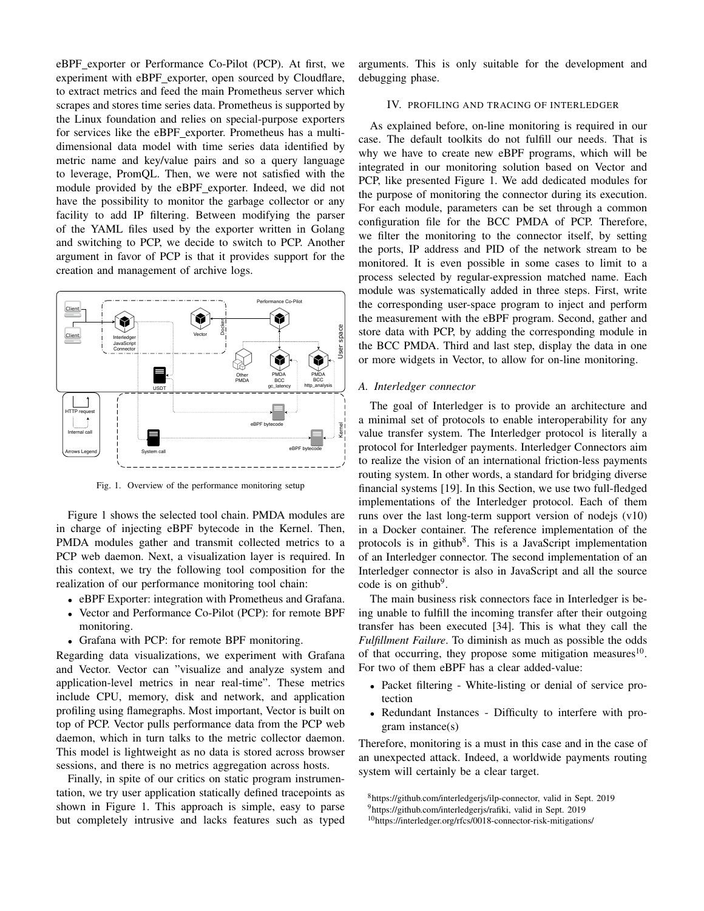eBPF_exporter or Performance Co-Pilot (PCP). At first, we experiment with eBPF_exporter, open sourced by Cloudflare, to extract metrics and feed the main Prometheus server which scrapes and stores time series data. Prometheus is supported by the Linux foundation and relies on special-purpose exporters for services like the eBPF_exporter. Prometheus has a multi-dimensional data model with time series data identified by metric name and key/value pairs and so a query language to leverage, PromQL. Then, we were not satisfied with the module provided by the eBPF_exporter. Indeed, we did not have the possibility to monitor the garbage collector or any facility to add IP filtering. Between modifying the parser of the YAML files used by the exporter written in Golang and switching to PCP, we decide to switch to PCP. Another argument in favor of PCP is that it provides support for the creation and management of archive logs.

Fig. 1. Overview of the performance monitoring setup

Figure 1 shows the selected tool chain. PMDA modules are in charge of injecting eBPF bytecode in the Kernel. Then, PMDA modules gather and transmit collected metrics to a PCP web daemon. Next, a visualization layer is required. In this context, we try the following tool composition for the realization of our performance monitoring tool chain:

- eBPF Exporter: integration with Prometheus and Grafana.
- Vector and Performance Co-Pilot (PCP): for remote BPF monitoring.
- Grafana with PCP: for remote BPF monitoring.

Regarding data visualizations, we experiment with Grafana and Vector. Vector can "visualize and analyze system and application-level metrics in near real-time". These metrics include CPU, memory, disk and network, and application profiling using flamegraphs. Most important, Vector is built on top of PCP. Vector pulls performance data from the PCP web daemon, which in turn talks to the metric collector daemon. This model is lightweight as no data is stored across browser sessions, and there is no metrics aggregation across hosts.

Finally, in spite of our critics on static program instrumentation, we try user application statically defined tracepoints as shown in Figure 1. This approach is simple, easy to parse but completely intrusive and lacks features such as typed arguments. This is only suitable for the development and debugging phase.

## IV. Profiling and Tracing of Interledger

As explained before, on-line monitoring is required in our case. The default toolkits do not fulfill our needs. That is why we have to create new eBPF programs, which will be integrated in our monitoring solution based on Vector and PCP, like presented Figure 1. We add dedicated modules for the purpose of monitoring the connector during its execution. For each module, parameters can be set through a common configuration file for the BCC PMDA of PCP. Therefore, we filter the monitoring to the connector itself, by setting the ports, IP address and PID of the network stream to be monitored. It is even possible in some cases to limit to a process selected by regular-expression matched name. Each module was systematically added in three steps. First, write the corresponding user-space program to inject and perform the measurement with the eBPF program. Second, gather and store data with PCP, by adding the corresponding module in the BCC PMDA. Third and last step, display the data in one or more widgets in Vector, to allow for on-line monitoring.

### A. Interledger connector

The goal of Interledger is to provide an architecture and a minimal set of protocols to enable interoperability for any value transfer system. The Interledger protocol is literally a protocol for Interledger payments. Interledger Connectors aim to realize the vision of an international friction-less payments routing system. In other words, a standard for bridging diverse financial systems [19]. In this Section, we use two full-fledged implementations of the Interledger protocol. Each of them runs over the last long-term support version of nodejs (v10) in a Docker container. The reference implementation of the protocols is in github[8]. This is a JavaScript implementation of an Interledger connector. The second implementation of an Interledger connector is also in JavaScript and all the source code is on github[9].

The main business risk connectors face in Interledger is being unable to fulfill the incoming transfer after their outgoing transfer has been executed [34]. This is what they call the *Fulfillment Failure*. To diminish as much as possible the odds of that occurring, they propose some mitigation measures[10]. For two of them eBPF has a clear added-value:

- Packet filtering - White-listing or denial of service protection
- Redundant Instances - Difficulty to interfere with program instance(s)

Therefore, monitoring is a must in this case and in the case of an unexpected attack. Indeed, a worldwide payments routing system will certainly be a clear target.

[8]https://github.com/interledgerjs/ilp-connector, valid in Sept. 2019

[9]https://github.com/interledgerjs/rafiki, valid in Sept. 2019

[10]https://interledger.org/rfcs/0018-connector-risk-mitigations/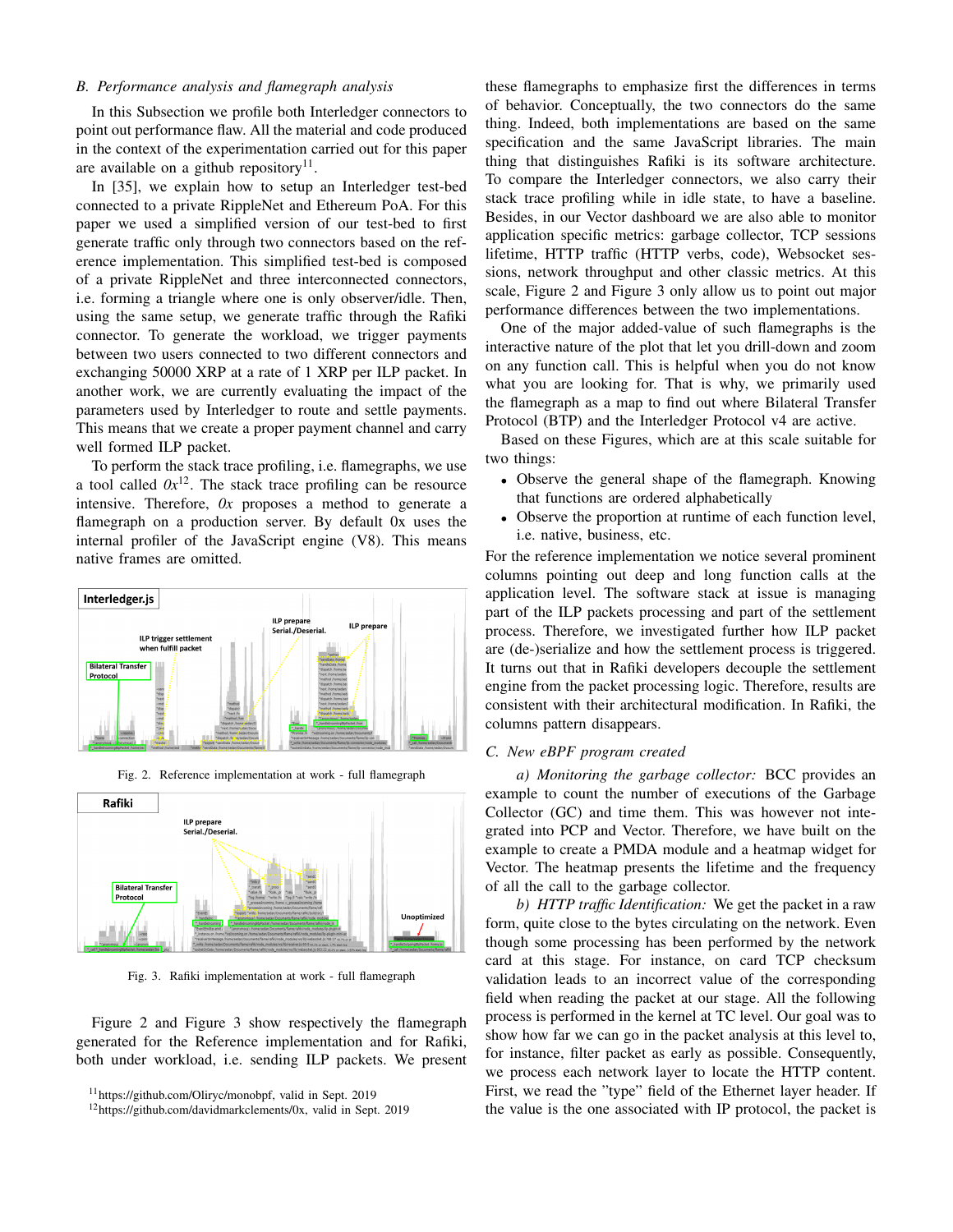### B. Performance analysis and flamegraph analysis

In this Subsection we profile both Interledger connectors to point out performance flaw. All the material and code produced in the context of the experimentation carried out for this paper are available on a github repository[11].

In [35], we explain how to setup an Interledger test-bed connected to a private RippleNet and Ethereum PoA. For this paper we used a simplified version of our test-bed to first generate traffic only through two connectors based on the reference implementation. This simplified test-bed is composed of a private RippleNet and three interconnected connectors, i.e. forming a triangle where one is only observer/idle. Then, using the same setup, we generate traffic through the Rafiki connector. To generate the workload, we trigger payments between two users connected to two different connectors and exchanging 50000 XRP at a rate of 1 XRP per ILP packet. In another work, we are currently evaluating the impact of the parameters used by Interledger to route and settle payments. This means that we create a proper payment channel and carry well formed ILP packet.

To perform the stack trace profiling, i.e. flamegraphs, we use a tool called *0x*[12]. The stack trace profiling can be resource intensive. Therefore, *0x* proposes a method to generate a flamegraph on a production server. By default 0x uses the internal profiler of the JavaScript engine (V8). This means native frames are omitted.

Fig. 2. Reference implementation at work - full flamegraph

Fig. 3. Rafiki implementation at work - full flamegraph

Figure 2 and Figure 3 show respectively the flamegraph generated for the Reference implementation and for Rafiki, both under workload, i.e. sending ILP packets. We present these flamegraphs to emphasize first the differences in terms of behavior. Conceptually, the two connectors do the same thing. Indeed, both implementations are based on the same specification and the same JavaScript libraries. The main thing that distinguishes Rafiki is its software architecture. To compare the Interledger connectors, we also carry their stack trace profiling while in idle state, to have a baseline. Besides, in our Vector dashboard we are also able to monitor application specific metrics: garbage collector, TCP sessions lifetime, HTTP traffic (HTTP verbs, code), Websocket sessions, network throughput and other classic metrics. At this scale, Figure 2 and Figure 3 only allow us to point out major performance differences between the two implementations.

One of the major added-value of such flamegraphs is the interactive nature of the plot that let you drill-down and zoom on any function call. This is helpful when you do not know what you are looking for. That is why, we primarily used the flamegraph as a map to find out where Bilateral Transfer Protocol (BTP) and the Interledger Protocol v4 are active.

Based on these Figures, which are at this scale suitable for two things:

- Observe the general shape of the flamegraph. Knowing that functions are ordered alphabetically
- Observe the proportion at runtime of each function level, i.e. native, business, etc.

For the reference implementation we notice several prominent columns pointing out deep and long function calls at the application level. The software stack at issue is managing part of the ILP packets processing and part of the settlement process. Therefore, we investigated further how ILP packet are (de-)serialize and how the settlement process is triggered. It turns out that in Rafiki developers decouple the settlement engine from the packet processing logic. Therefore, results are consistent with their architectural modification. In Rafiki, the columns pattern disappears.

### C. New eBPF program created

*a) Monitoring the garbage collector:* BCC provides an example to count the number of executions of the Garbage Collector (GC) and time them. This was however not integrated into PCP and Vector. Therefore, we have built on the example to create a PMDA module and a heatmap widget for Vector. The heatmap presents the lifetime and the frequency of all the call to the garbage collector.

*b) HTTP traffic Identification:* We get the packet in a raw form, quite close to the bytes circulating on the network. Even though some processing has been performed by the network card at this stage. For instance, on card TCP checksum validation leads to an incorrect value of the corresponding field when reading the packet at our stage. All the following process is performed in the kernel at TC level. Our goal was to show how far we can go in the packet analysis at this level to, for instance, filter packet as early as possible. Consequently, we process each network layer to locate the HTTP content. First, we read the "type" field of the Ethernet layer header. If the value is the one associated with IP protocol, the packet is

[11]https://github.com/Oliryc/monobpf, valid in Sept. 2019

[12]https://github.com/davidmarkclements/0x, valid in Sept. 2019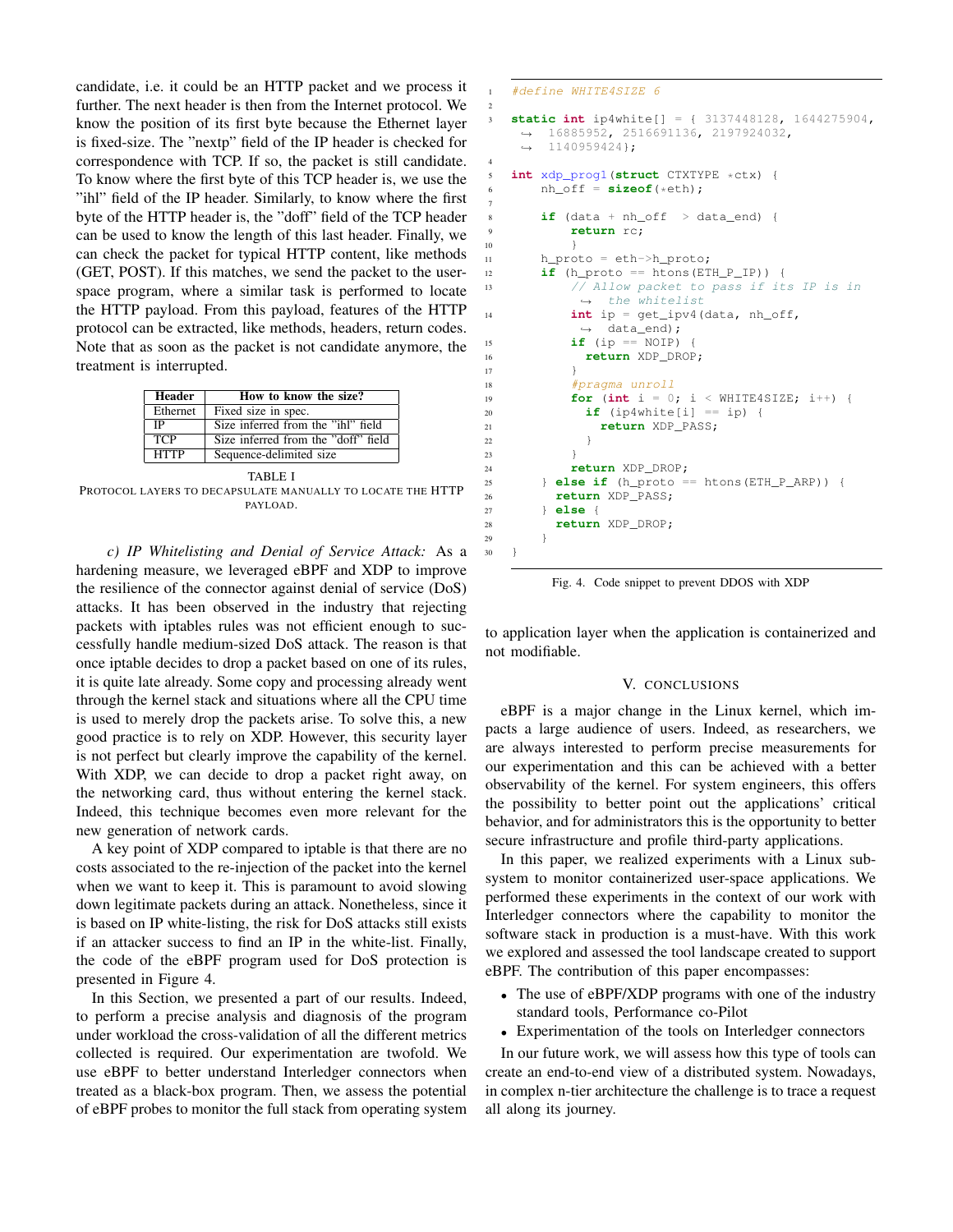candidate, i.e. it could be an HTTP packet and we process it further. The next header is then from the Internet protocol. We know the position of its first byte because the Ethernet layer is fixed-size. The "nextp" field of the IP header is checked for correspondence with TCP. If so, the packet is still candidate. To know where the first byte of this TCP header is, we use the "ihl" field of the IP header. Similarly, to know where the first byte of the HTTP header is, the "doff" field of the TCP header can be used to know the length of this last header. Finally, we can check the packet for typical HTTP content, like methods (GET, POST). If this matches, we send the packet to the user-space program, where a similar task is performed to locate the HTTP payload. From this payload, features of the HTTP protocol can be extracted, like methods, headers, return codes. Note that as soon as the packet is not candidate anymore, the treatment is interrupted.

| Header | How to know the size? |
|---|---|
| Ethernet | Fixed size in spec. |
| IP | Size inferred from the "ihl" field |
| TCP | Size inferred from the "doff" field |
| HTTP | Sequence-delimited size |

TABLE I
PROTOCOL LAYERS TO DECAPSULATE MANUALLY TO LOCATE THE HTTP PAYLOAD.

*c) IP Whitelisting and Denial of Service Attack:* As a hardening measure, we leveraged eBPF and XDP to improve the resilience of the connector against denial of service (DoS) attacks. It has been observed in the industry that rejecting packets with iptables rules was not efficient enough to successfully handle medium-sized DoS attack. The reason is that once iptable decides to drop a packet based on one of its rules, it is quite late already. Some copy and processing already went through the kernel stack and situations where all the CPU time is used to merely drop the packets arise. To solve this, a new good practice is to rely on XDP. However, this security layer is not perfect but clearly improve the capability of the kernel. With XDP, we can decide to drop a packet right away, on the networking card, thus without entering the kernel stack. Indeed, this technique becomes even more relevant for the new generation of network cards.

A key point of XDP compared to iptable is that there are no costs associated to the re-injection of the packet into the kernel when we want to keep it. This is paramount to avoid slowing down legitimate packets during an attack. Nonetheless, since it is based on IP white-listing, the risk for DoS attacks still exists if an attacker success to find an IP in the white-list. Finally, the code of the eBPF program used for DoS protection is presented in Figure 4.

```c
#define WHITE4SIZE 6

static int ip4white[] = { 3137448128, 1644275904,
    16885952, 2516691136, 2197924032,
    1140959424};

int xdp_prog1(struct CTXTYPE *ctx) {
    nh_off = sizeof(*eth);

    if (data + nh_off  > data_end) {
        return rc;
        }
    h_proto = eth->h_proto;
    if (h_proto == htons(ETH_P_IP)) {
        // Allow packet to pass if its IP is in
           the whitelist
        int ip = get_ipv4(data, nh_off,
           data_end);
        if (ip == NOIP) {
          return XDP_DROP;
        }
        #pragma unroll
        for (int i = 0; i < WHITE4SIZE; i++) {
          if (ip4white[i] == ip) {
            return XDP_PASS;
          }
        }
        return XDP_DROP;
    } else if (h_proto == htons(ETH_P_ARP)) {
      return XDP_PASS;
    } else {
      return XDP_DROP;
    }
}
```

Fig. 4. Code snippet to prevent DDOS with XDP

In this Section, we presented a part of our results. Indeed, to perform a precise analysis and diagnosis of the program under workload the cross-validation of all the different metrics collected is required. Our experimentation are twofold. We use eBPF to better understand Interledger connectors when treated as a black-box program. Then, we assess the potential of eBPF probes to monitor the full stack from operating system to application layer when the application is containerized and not modifiable.

## V. CONCLUSIONS

eBPF is a major change in the Linux kernel, which impacts a large audience of users. Indeed, as researchers, we are always interested to perform precise measurements for our experimentation and this can be achieved with a better observability of the kernel. For system engineers, this offers the possibility to better point out the applications' critical behavior, and for administrators this is the opportunity to better secure infrastructure and profile third-party applications.

In this paper, we realized experiments with a Linux subsystem to monitor containerized user-space applications. We performed these experiments in the context of our work with Interledger connectors where the capability to monitor the software stack in production is a must-have. With this work we explored and assessed the tool landscape created to support eBPF. The contribution of this paper encompasses:

- The use of eBPF/XDP programs with one of the industry standard tools, Performance co-Pilot
- Experimentation of the tools on Interledger connectors

In our future work, we will assess how this type of tools can create an end-to-end view of a distributed system. Nowadays, in complex n-tier architecture the challenge is to trace a request all along its journey.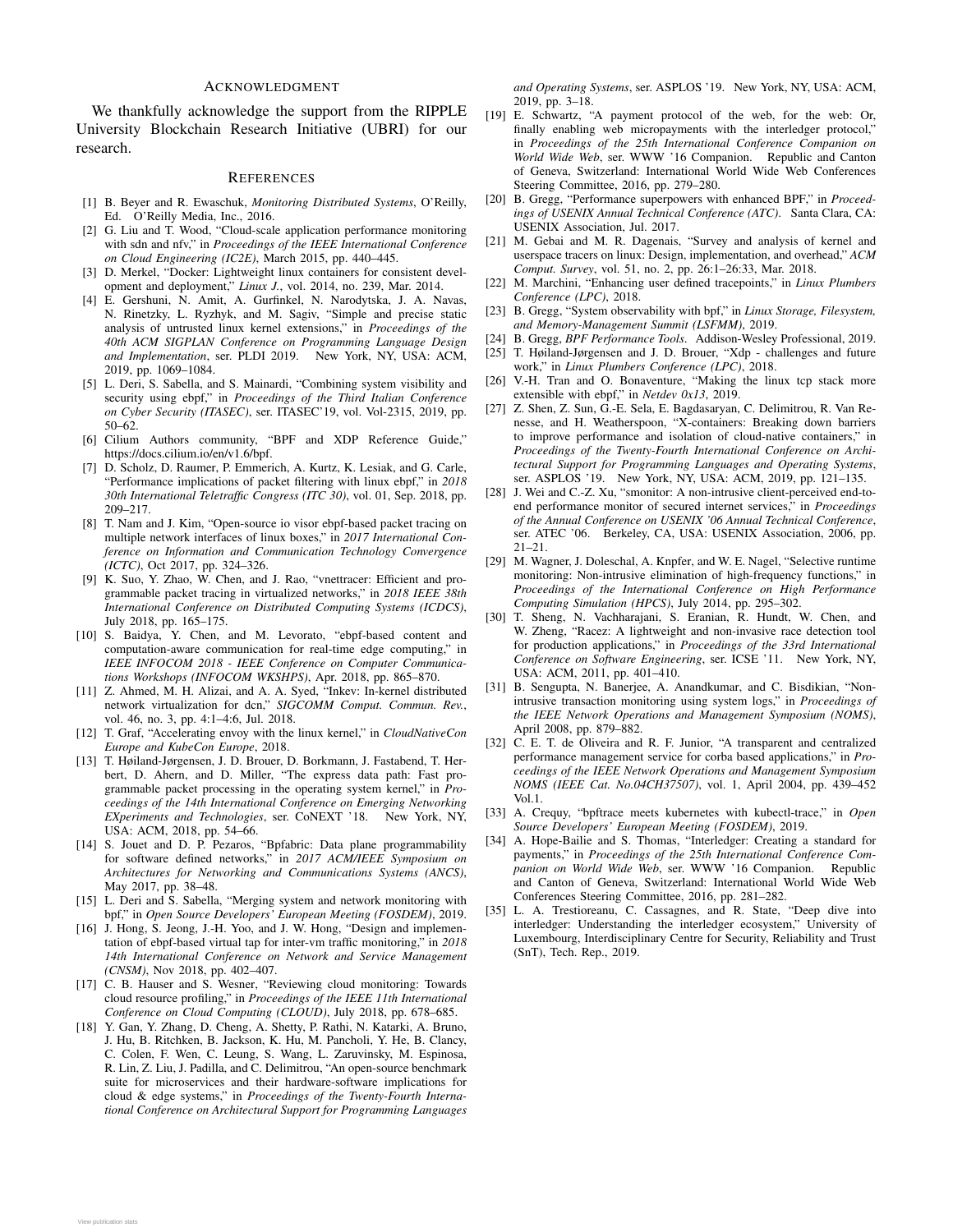## Acknowledgment

We thankfully acknowledge the support from the RIPPLE University Blockchain Research Initiative (UBRI) for our research.

## References

[1] B. Beyer and R. Ewaschuk, *Monitoring Distributed Systems*, O'Reilly, Ed. O'Reilly Media, Inc., 2016.

[2] G. Liu and T. Wood, "Cloud-scale application performance monitoring with sdn and nfv," in *Proceedings of the IEEE International Conference on Cloud Engineering (IC2E)*, March 2015, pp. 440–445.

[3] D. Merkel, "Docker: Lightweight linux containers for consistent development and deployment," *Linux J.*, vol. 2014, no. 239, Mar. 2014.

[4] E. Gershuni, N. Amit, A. Gurfinkel, N. Narodytska, J. A. Navas, N. Rinetzky, L. Ryzhyk, and M. Sagiv, "Simple and precise static analysis of untrusted linux kernel extensions," in *Proceedings of the 40th ACM SIGPLAN Conference on Programming Language Design and Implementation*, ser. PLDI 2019. New York, NY, USA: ACM, 2019, pp. 1069–1084.

[5] L. Deri, S. Sabella, and S. Mainardi, "Combining system visibility and security using ebpf," in *Proceedings of the Third Italian Conference on Cyber Security (ITASEC)*, ser. ITASEC'19, vol. Vol-2315, 2019, pp. 50–62.

[6] Cilium Authors community, "BPF and XDP Reference Guide," https://docs.cilium.io/en/v1.6/bpf.

[7] D. Scholz, D. Raumer, P. Emmerich, A. Kurtz, K. Lesiak, and G. Carle, "Performance implications of packet filtering with linux ebpf," in *2018 30th International Teletraffic Congress (ITC 30)*, vol. 01, Sep. 2018, pp. 209–217.

[8] T. Nam and J. Kim, "Open-source io visor ebpf-based packet tracing on multiple network interfaces of linux boxes," in *2017 International Conference on Information and Communication Technology Convergence (ICTC)*, Oct 2017, pp. 324–326.

[9] K. Suo, Y. Zhao, W. Chen, and J. Rao, "vnettracer: Efficient and programmable packet tracing in virtualized networks," in *2018 IEEE 38th International Conference on Distributed Computing Systems (ICDCS)*, July 2018, pp. 165–175.

[10] S. Baidya, Y. Chen, and M. Levorato, "ebpf-based content and computation-aware communication for real-time edge computing," in *IEEE INFOCOM 2018 - IEEE Conference on Computer Communications Workshops (INFOCOM WKSHPS)*, Apr. 2018, pp. 865–870.

[11] Z. Ahmed, M. H. Alizai, and A. A. Syed, "Inkev: In-kernel distributed network virtualization for dcn," *SIGCOMM Comput. Commun. Rev.*, vol. 46, no. 3, pp. 4:1–4:6, Jul. 2018.

[12] T. Graf, "Accelerating envoy with the linux kernel," in *CloudNativeCon Europe and KubeCon Europe*, 2018.

[13] T. Høiland-Jørgensen, J. D. Brouer, D. Borkmann, J. Fastabend, T. Herbert, D. Ahern, and D. Miller, "The express data path: Fast programmable packet processing in the operating system kernel," in *Proceedings of the 14th International Conference on Emerging Networking EXperiments and Technologies*, ser. CoNEXT '18. New York, NY, USA: ACM, 2018, pp. 54–66.

[14] S. Jouet and D. P. Pezaros, "Bpfabric: Data plane programmability for software defined networks," in *2017 ACM/IEEE Symposium on Architectures for Networking and Communications Systems (ANCS)*, May 2017, pp. 38–48.

[15] L. Deri and S. Sabella, "Merging system and network monitoring with bpf," in *Open Source Developers' European Meeting (FOSDEM)*, 2019.

[16] J. Hong, S. Jeong, J.-H. Yoo, and J. W. Hong, "Design and implementation of ebpf-based virtual tap for inter-vm traffic monitoring," in *2018 14th International Conference on Network and Service Management (CNSM)*, Nov 2018, pp. 402–407.

[17] C. B. Hauser and S. Wesner, "Reviewing cloud monitoring: Towards cloud resource profiling," in *Proceedings of the IEEE 11th International Conference on Cloud Computing (CLOUD)*, July 2018, pp. 678–685.

[18] Y. Gan, Y. Zhang, D. Cheng, A. Shetty, P. Rathi, N. Katarki, A. Bruno, J. Hu, B. Ritchken, B. Jackson, K. Hu, M. Pancholi, Y. He, B. Clancy, C. Colen, F. Wen, C. Leung, S. Wang, L. Zaruvinsky, M. Espinosa, R. Lin, Z. Liu, J. Padilla, and C. Delimitrou, "An open-source benchmark suite for microservices and their hardware-software implications for cloud & edge systems," in *Proceedings of the Twenty-Fourth International Conference on Architectural Support for Programming Languages and Operating Systems*, ser. ASPLOS '19. New York, NY, USA: ACM, 2019, pp. 3–18.

[19] E. Schwartz, "A payment protocol of the web, for the web: Or, finally enabling web micropayments with the interledger protocol," in *Proceedings of the 25th International Conference Companion on World Wide Web*, ser. WWW '16 Companion. Republic and Canton of Geneva, Switzerland: International World Wide Web Conferences Steering Committee, 2016, pp. 279–280.

[20] B. Gregg, "Performance superpowers with enhanced BPF," in *Proceedings of USENIX Annual Technical Conference (ATC)*. Santa Clara, CA: USENIX Association, Jul. 2017.

[21] M. Gebai and M. R. Dagenais, "Survey and analysis of kernel and userspace tracers on linux: Design, implementation, and overhead," *ACM Comput. Survey*, vol. 51, no. 2, pp. 26:1–26:33, Mar. 2018.

[22] M. Marchini, "Enhancing user defined tracepoints," in *Linux Plumbers Conference (LPC)*, 2018.

[23] B. Gregg, "System observability with bpf," in *Linux Storage, Filesystem, and Memory-Management Summit (LSFMM)*, 2019.

[24] B. Gregg, *BPF Performance Tools*. Addison-Wesley Professional, 2019.

[25] T. Høiland-Jørgensen and J. D. Brouer, "Xdp - challenges and future work," in *Linux Plumbers Conference (LPC)*, 2018.

[26] V.-H. Tran and O. Bonaventure, "Making the linux tcp stack more extensible with ebpf," in *Netdev 0x13*, 2019.

[27] Z. Shen, Z. Sun, G.-E. Sela, E. Bagdasaryan, C. Delimitrou, R. Van Renesse, and H. Weatherspoon, "X-containers: Breaking down barriers to improve performance and isolation of cloud-native containers," in *Proceedings of the Twenty-Fourth International Conference on Architectural Support for Programming Languages and Operating Systems*, ser. ASPLOS '19. New York, NY, USA: ACM, 2019, pp. 121–135.

[28] J. Wei and C.-Z. Xu, "smonitor: A non-intrusive client-perceived end-to-end performance monitor of secured internet services," in *Proceedings of the Annual Conference on USENIX '06 Annual Technical Conference*, ser. ATEC '06. Berkeley, CA, USA: USENIX Association, 2006, pp. 21–21.

[29] M. Wagner, J. Doleschal, A. Knpfer, and W. E. Nagel, "Selective runtime monitoring: Non-intrusive elimination of high-frequency functions," in *Proceedings of the International Conference on High Performance Computing Simulation (HPCS)*, July 2014, pp. 295–302.

[30] T. Sheng, N. Vachharajani, S. Eranian, R. Hundt, W. Chen, and W. Zheng, "Racez: A lightweight and non-invasive race detection tool for production applications," in *Proceedings of the 33rd International Conference on Software Engineering*, ser. ICSE '11. New York, NY, USA: ACM, 2011, pp. 401–410.

[31] B. Sengupta, N. Banerjee, A. Anandkumar, and C. Bisdikian, "Non-intrusive transaction monitoring using system logs," in *Proceedings of the IEEE Network Operations and Management Symposium (NOMS)*, April 2008, pp. 879–882.

[32] C. E. T. de Oliveira and R. F. Junior, "A transparent and centralized performance management service for corba based applications," in *Proceedings of the IEEE Network Operations and Management Symposium NOMS (IEEE Cat. No.04CH37507)*, vol. 1, April 2004, pp. 439–452 Vol.1.

[33] A. Crequy, "bpftrace meets kubernetes with kubectl-trace," in *Open Source Developers' European Meeting (FOSDEM)*, 2019.

[34] A. Hope-Bailie and S. Thomas, "Interledger: Creating a standard for payments," in *Proceedings of the 25th International Conference Companion on World Wide Web*, ser. WWW '16 Companion. Republic and Canton of Geneva, Switzerland: International World Wide Web Conferences Steering Committee, 2016, pp. 281–282.

[35] L. A. Trestioreanu, C. Cassagnes, and R. State, "Deep dive into interledger: Understanding the interledger ecosystem," University of Luxembourg, Interdisciplinary Centre for Security, Reliability and Trust (SnT), Tech. Rep., 2019.